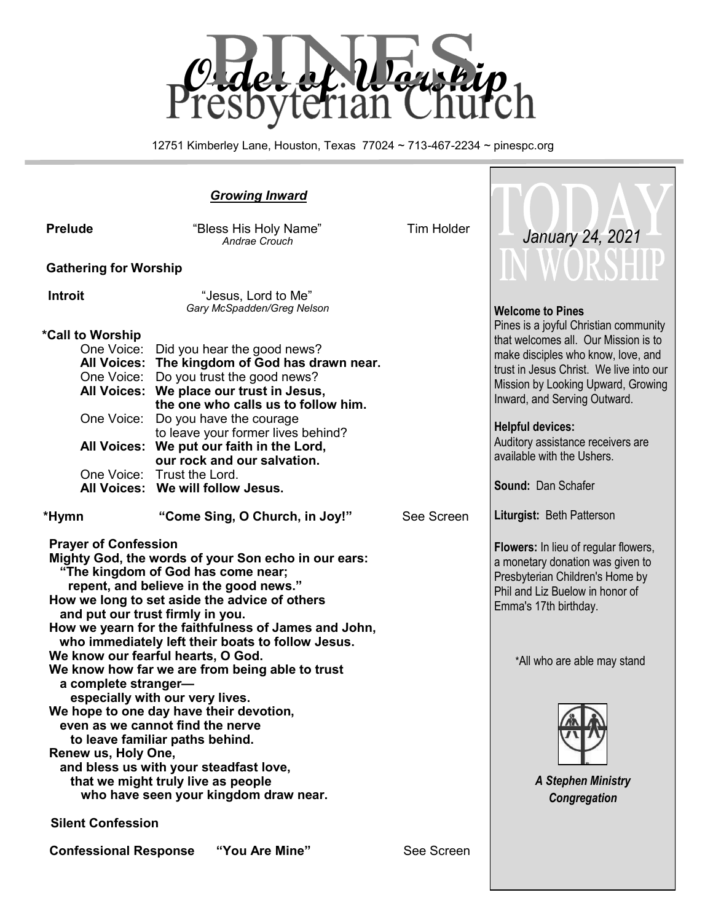# Order of Worship

# PINES Presbyterian Church

12751 Kimberley Lane, Houston, Texas 77024 ~ 713-467-2234 ~ pinespc.org

## *Growing Inward*

**Prelude** — "Bless His Holy Name" *Andrae Crouch* — Tim Holder

**Gathering for Worship**

**Introit** — "Jesus, Lord to Me" *Gary McSpadden/Greg Nelson*

**\*Call to Worship**

One Voice: Did you hear the good news?
**All Voices: The kingdom of God has drawn near.**
One Voice: Do you trust the good news?
**All Voices: We place our trust in Jesus, the one who calls us to follow him.**
One Voice: Do you have the courage to leave your former lives behind?
**All Voices: We put our faith in the Lord, our rock and our salvation.**
One Voice: Trust the Lord.
**All Voices: We will follow Jesus.**

**\*Hymn** — **"Come Sing, O Church, in Joy!"** — See Screen

**Prayer of Confession**

**Mighty God, the words of your Son echo in our ears:**
**"The kingdom of God has come near;**
**repent, and believe in the good news."**
**How we long to set aside the advice of others**
**and put our trust firmly in you.**
**How we yearn for the faithfulness of James and John,**
**who immediately left their boats to follow Jesus.**
**We know our fearful hearts, O God.**
**We know how far we are from being able to trust**
**a complete stranger—**
**especially with our very lives.**
**We hope to one day have their devotion,**
**even as we cannot find the nerve**
**to leave familiar paths behind.**
**Renew us, Holy One,**
**and bless us with your steadfast love,**
**that we might truly live as people**
**who have seen your kingdom draw near.**

**Silent Confession**

**Confessional Response** — **"You Are Mine"** — See Screen

---

# TODAY IN WORSHIP

*January 24, 2021*

**Welcome to Pines**
Pines is a joyful Christian community that welcomes all. Our Mission is to make disciples who know, love, and trust in Jesus Christ. We live into our Mission by Looking Upward, Growing Inward, and Serving Outward.

**Helpful devices:**
Auditory assistance receivers are available with the Ushers.

**Sound:** Dan Schafer

**Liturgist:** Beth Patterson

**Flowers:** In lieu of regular flowers, a monetary donation was given to Presbyterian Children's Home by Phil and Liz Buelow in honor of Emma's 17th birthday.

\*All who are able may stand

***A Stephen Ministry Congregation***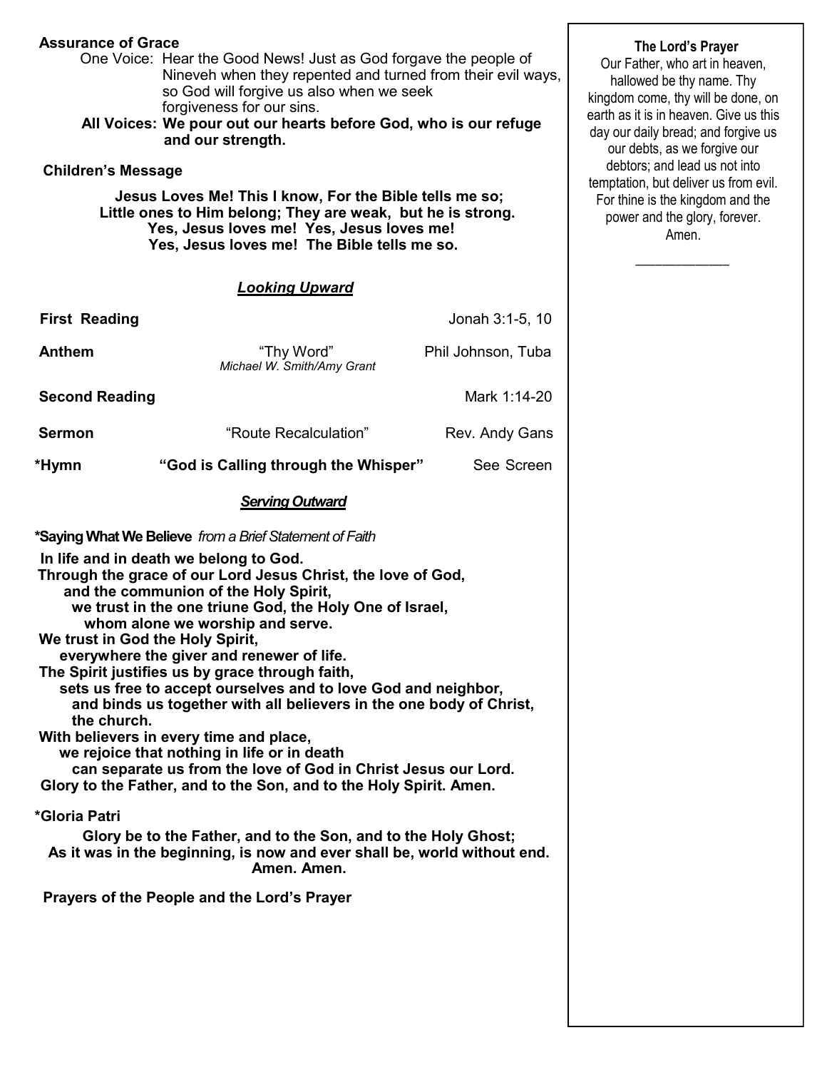**Assurance of Grace**

One Voice: Hear the Good News! Just as God forgave the people of Nineveh when they repented and turned from their evil ways, so God will forgive us also when we seek forgiveness for our sins.

**All Voices: We pour out our hearts before God, who is our refuge and our strength.**

**Children's Message**

**Jesus Loves Me! This I know, For the Bible tells me so;**
**Little ones to Him belong; They are weak, but he is strong.**
**Yes, Jesus loves me! Yes, Jesus loves me!**
**Yes, Jesus loves me! The Bible tells me so.**

## ***Looking Upward***

**First Reading** Jonah 3:1-5, 10

**Anthem** "Thy Word" *Michael W. Smith/Amy Grant* Phil Johnson, Tuba

**Second Reading** Mark 1:14-20

**Sermon** "Route Recalculation" Rev. Andy Gans

***Hymn** **"God is Calling through the Whisper"** See Screen

## ***Serving Outward***

***Saying What We Believe** *from a Brief Statement of Faith*

**In life and in death we belong to God.**
**Through the grace of our Lord Jesus Christ, the love of God,**
**and the communion of the Holy Spirit,**
**we trust in the one triune God, the Holy One of Israel,**
**whom alone we worship and serve.**
**We trust in God the Holy Spirit,**
**everywhere the giver and renewer of life.**
**The Spirit justifies us by grace through faith,**
**sets us free to accept ourselves and to love God and neighbor,**
**and binds us together with all believers in the one body of Christ,**
**the church.**
**With believers in every time and place,**
**we rejoice that nothing in life or in death**
**can separate us from the love of God in Christ Jesus our Lord.**
**Glory to the Father, and to the Son, and to the Holy Spirit. Amen.**

***Gloria Patri**

**Glory be to the Father, and to the Son, and to the Holy Ghost;**
**As it was in the beginning, is now and ever shall be, world without end.**
**Amen. Amen.**

**Prayers of the People and the Lord's Prayer**

**The Lord's Prayer**

Our Father, who art in heaven, hallowed be thy name. Thy kingdom come, thy will be done, on earth as it is in heaven. Give us this day our daily bread; and forgive us our debts, as we forgive our debtors; and lead us not into temptation, but deliver us from evil. For thine is the kingdom and the power and the glory, forever. Amen.

\_\_\_\_\_\_\_\_\_\_\_\_\_\_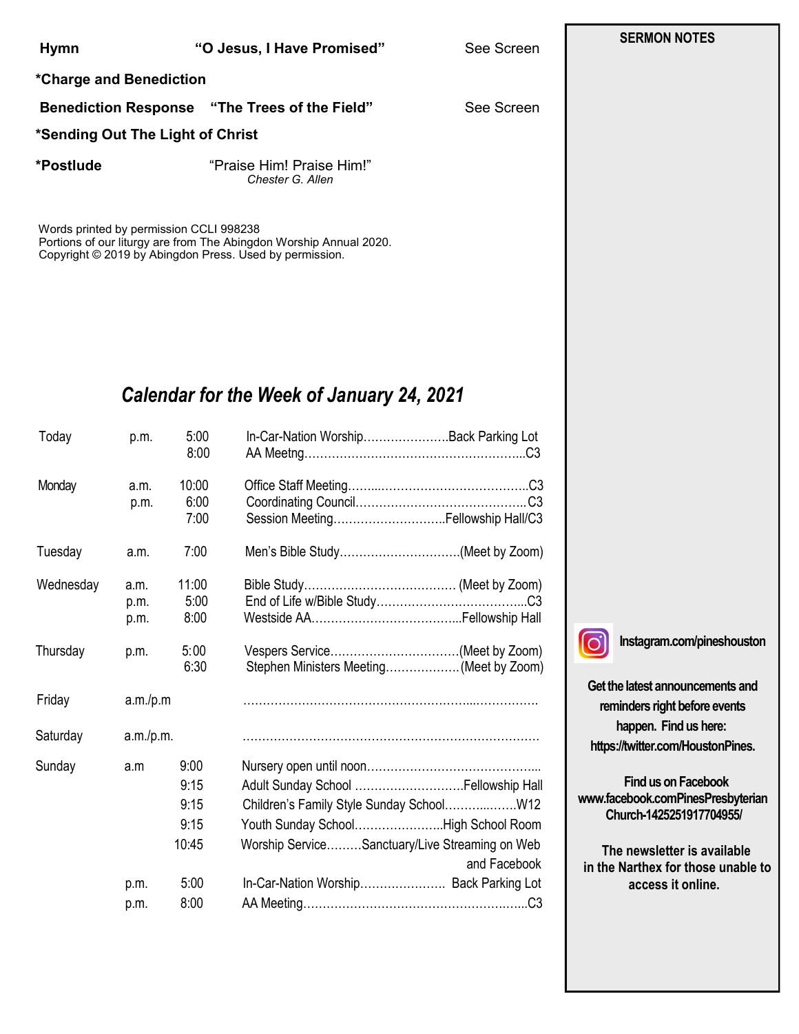**Hymn** **"O Jesus, I Have Promised"** See Screen

**\*Charge and Benediction**

**Benediction Response** **"The Trees of the Field"** See Screen

**\*Sending Out The Light of Christ**

**\*Postlude** "Praise Him! Praise Him!"
*Chester G. Allen*

Words printed by permission CCLI 998238
Portions of our liturgy are from The Abingdon Worship Annual 2020.
Copyright © 2019 by Abingdon Press. Used by permission.

## *Calendar for the Week of January 24, 2021*

| Day | | Time | Event | Location |
|---|---|---|---|---|
| Today | p.m. | 5:00 | In-Car-Nation Worship | Back Parking Lot |
| | | 8:00 | AA Meetng | C3 |
| Monday | a.m. | 10:00 | Office Staff Meeting | C3 |
| | p.m. | 6:00 | Coordinating Council | C3 |
| | | 7:00 | Session Meeting | Fellowship Hall/C3 |
| Tuesday | a.m. | 7:00 | Men's Bible Study | (Meet by Zoom) |
| Wednesday | a.m. | 11:00 | Bible Study | (Meet by Zoom) |
| | p.m. | 5:00 | End of Life w/Bible Study | C3 |
| | p.m. | 8:00 | Westside AA | Fellowship Hall |
| Thursday | p.m. | 5:00 | Vespers Service | (Meet by Zoom) |
| | | 6:30 | Stephen Ministers Meeting | (Meet by Zoom) |
| Friday | a.m./p.m | | | |
| Saturday | a.m./p.m. | | | |
| Sunday | a.m | 9:00 | Nursery open until noon | |
| | | 9:15 | Adult Sunday School | Fellowship Hall |
| | | 9:15 | Children's Family Style Sunday School | W12 |
| | | 9:15 | Youth Sunday School | High School Room |
| | | 10:45 | Worship Service | Sanctuary/Live Streaming on Web and Facebook |
| | p.m. | 5:00 | In-Car-Nation Worship | Back Parking Lot |
| | p.m. | 8:00 | AA Meeting | C3 |

**SERMON NOTES**

**Instagram.com/pineshouston**

**Get the latest announcements and reminders right before events happen. Find us here: https://twitter.com/HoustonPines.**

**Find us on Facebook**
**www.facebook.comPinesPresbyterian Church-1425251917704955/**

**The newsletter is available in the Narthex for those unable to access it online.**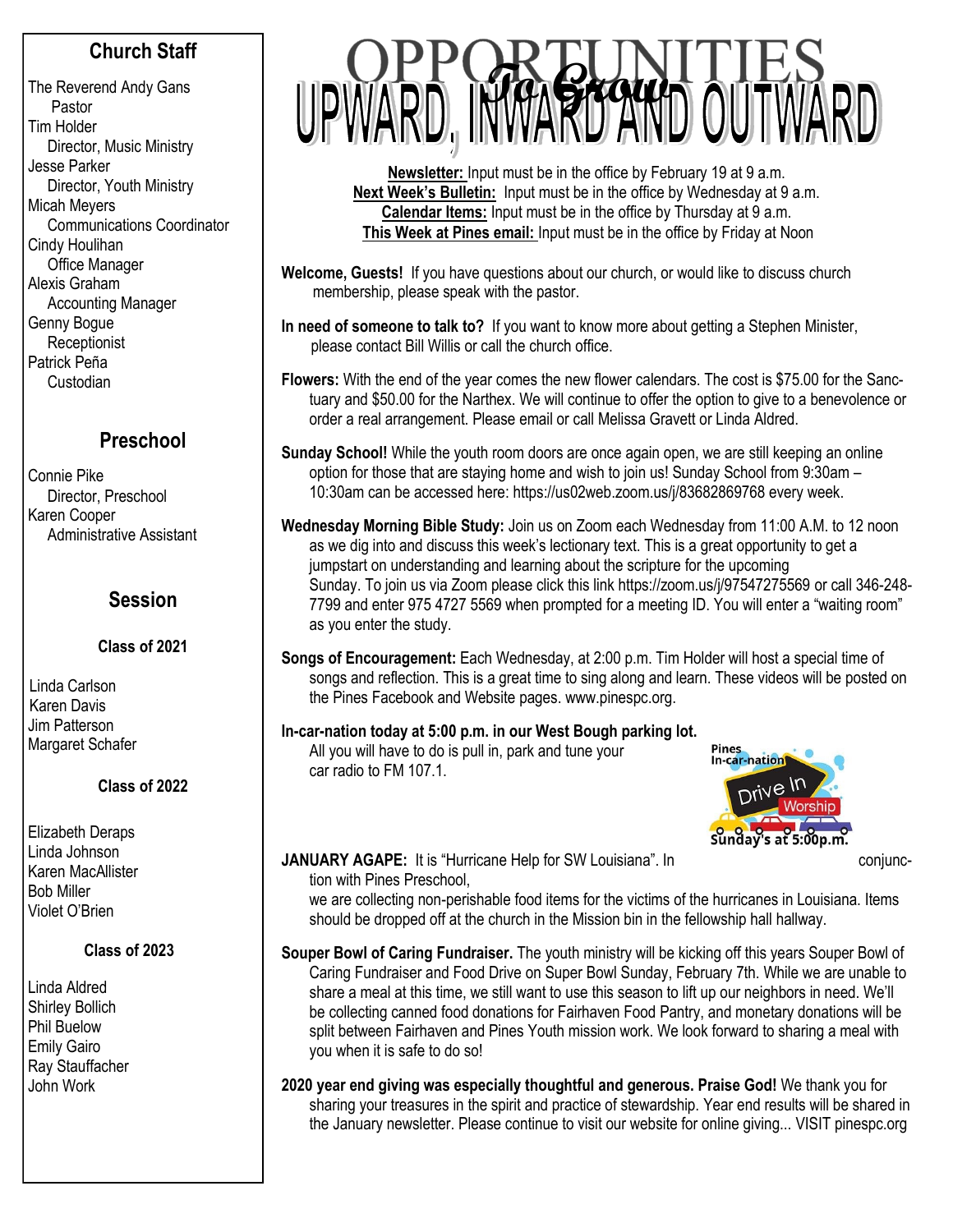## Church Staff

The Reverend Andy Gans
Pastor
Tim Holder
Director, Music Ministry
Jesse Parker
Director, Youth Ministry
Micah Meyers
Communications Coordinator
Cindy Houlihan
Office Manager
Alexis Graham
Accounting Manager
Genny Bogue
Receptionist
Patrick Peña
Custodian

## Preschool

Connie Pike
Director, Preschool
Karen Cooper
Administrative Assistant

## Session

### Class of 2021

Linda Carlson
Karen Davis
Jim Patterson
Margaret Schafer

### Class of 2022

Elizabeth Deraps
Linda Johnson
Karen MacAllister
Bob Miller
Violet O'Brien

### Class of 2023

Linda Aldred
Shirley Bollich
Phil Buelow
Emily Gairo
Ray Stauffacher
John Work

# OPPORTUNITIES To Grow UPWARD, INWARD AND OUTWARD

**Newsletter:** Input must be in the office by February 19 at 9 a.m.
**Next Week's Bulletin:** Input must be in the office by Wednesday at 9 a.m.
**Calendar Items:** Input must be in the office by Thursday at 9 a.m.
**This Week at Pines email:** Input must be in the office by Friday at Noon

**Welcome, Guests!** If you have questions about our church, or would like to discuss church membership, please speak with the pastor.

**In need of someone to talk to?** If you want to know more about getting a Stephen Minister, please contact Bill Willis or call the church office.

**Flowers:** With the end of the year comes the new flower calendars. The cost is $75.00 for the Sanctuary and $50.00 for the Narthex. We will continue to offer the option to give to a benevolence or order a real arrangement. Please email or call Melissa Gravett or Linda Aldred.

**Sunday School!** While the youth room doors are once again open, we are still keeping an online option for those that are staying home and wish to join us! Sunday School from 9:30am – 10:30am can be accessed here: https://us02web.zoom.us/j/83682869768 every week.

**Wednesday Morning Bible Study:** Join us on Zoom each Wednesday from 11:00 A.M. to 12 noon as we dig into and discuss this week's lectionary text. This is a great opportunity to get a jumpstart on understanding and learning about the scripture for the upcoming Sunday. To join us via Zoom please click this link https://zoom.us/j/97547275569 or call 346-248-7799 and enter 975 4727 5569 when prompted for a meeting ID. You will enter a "waiting room" as you enter the study.

**Songs of Encouragement:** Each Wednesday, at 2:00 p.m. Tim Holder will host a special time of songs and reflection. This is a great time to sing along and learn. These videos will be posted on the Pines Facebook and Website pages. www.pinespc.org.

**In-car-nation today at 5:00 p.m. in our West Bough parking lot.**
All you will have to do is pull in, park and tune your car radio to FM 107.1.

Pines In-car-nation
Drive In Worship
Sunday's at 5:00p.m.

**JANUARY AGAPE:** It is "Hurricane Help for SW Louisiana". In conjunction with Pines Preschool, we are collecting non-perishable food items for the victims of the hurricanes in Louisiana. Items should be dropped off at the church in the Mission bin in the fellowship hall hallway.

**Souper Bowl of Caring Fundraiser.** The youth ministry will be kicking off this years Souper Bowl of Caring Fundraiser and Food Drive on Super Bowl Sunday, February 7th. While we are unable to share a meal at this time, we still want to use this season to lift up our neighbors in need. We'll be collecting canned food donations for Fairhaven Food Pantry, and monetary donations will be split between Fairhaven and Pines Youth mission work. We look forward to sharing a meal with you when it is safe to do so!

**2020 year end giving was especially thoughtful and generous. Praise God!** We thank you for sharing your treasures in the spirit and practice of stewardship. Year end results will be shared in the January newsletter. Please continue to visit our website for online giving... VISIT pinespc.org